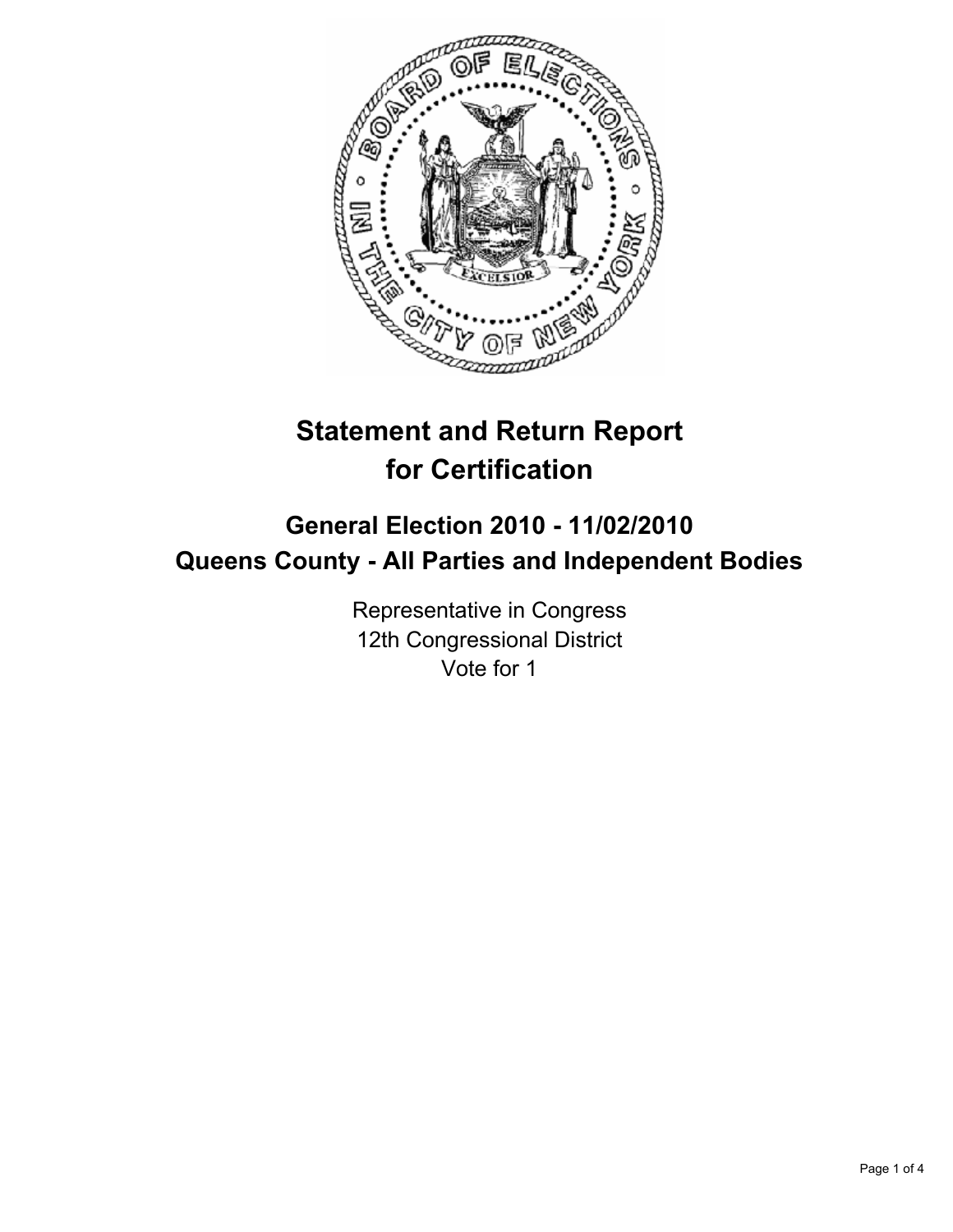# Statement and Return Report for Certification

## General Election 2010 - 11/02/2010
## Queens County - All Parties and Independent Bodies

Representative in Congress
12th Congressional District
Vote for 1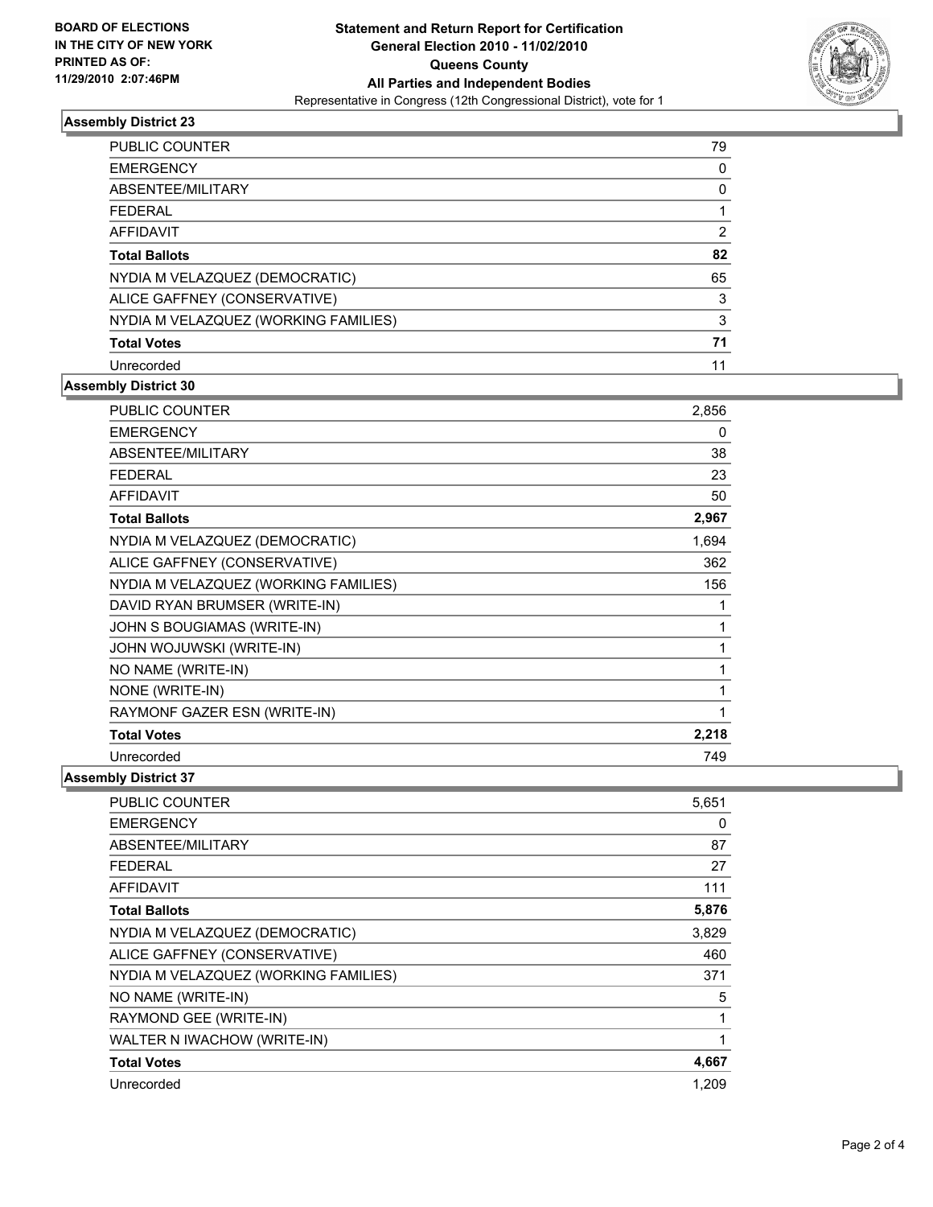### Assembly District 23

| | |
|---|---|
| PUBLIC COUNTER | 79 |
| EMERGENCY | 0 |
| ABSENTEE/MILITARY | 0 |
| FEDERAL | 1 |
| AFFIDAVIT | 2 |
| **Total Ballots** | **82** |
| NYDIA M VELAZQUEZ (DEMOCRATIC) | 65 |
| ALICE GAFFNEY (CONSERVATIVE) | 3 |
| NYDIA M VELAZQUEZ (WORKING FAMILIES) | 3 |
| **Total Votes** | **71** |
| Unrecorded | 11 |

### Assembly District 30

| | |
|---|---|
| PUBLIC COUNTER | 2,856 |
| EMERGENCY | 0 |
| ABSENTEE/MILITARY | 38 |
| FEDERAL | 23 |
| AFFIDAVIT | 50 |
| **Total Ballots** | **2,967** |
| NYDIA M VELAZQUEZ (DEMOCRATIC) | 1,694 |
| ALICE GAFFNEY (CONSERVATIVE) | 362 |
| NYDIA M VELAZQUEZ (WORKING FAMILIES) | 156 |
| DAVID RYAN BRUMSER (WRITE-IN) | 1 |
| JOHN S BOUGIAMAS (WRITE-IN) | 1 |
| JOHN WOJUWSKI (WRITE-IN) | 1 |
| NO NAME (WRITE-IN) | 1 |
| NONE (WRITE-IN) | 1 |
| RAYMONF GAZER ESN (WRITE-IN) | 1 |
| **Total Votes** | **2,218** |
| Unrecorded | 749 |

### Assembly District 37

| | |
|---|---|
| PUBLIC COUNTER | 5,651 |
| EMERGENCY | 0 |
| ABSENTEE/MILITARY | 87 |
| FEDERAL | 27 |
| AFFIDAVIT | 111 |
| **Total Ballots** | **5,876** |
| NYDIA M VELAZQUEZ (DEMOCRATIC) | 3,829 |
| ALICE GAFFNEY (CONSERVATIVE) | 460 |
| NYDIA M VELAZQUEZ (WORKING FAMILIES) | 371 |
| NO NAME (WRITE-IN) | 5 |
| RAYMOND GEE (WRITE-IN) | 1 |
| WALTER N IWACHOW (WRITE-IN) | 1 |
| **Total Votes** | **4,667** |
| Unrecorded | 1,209 |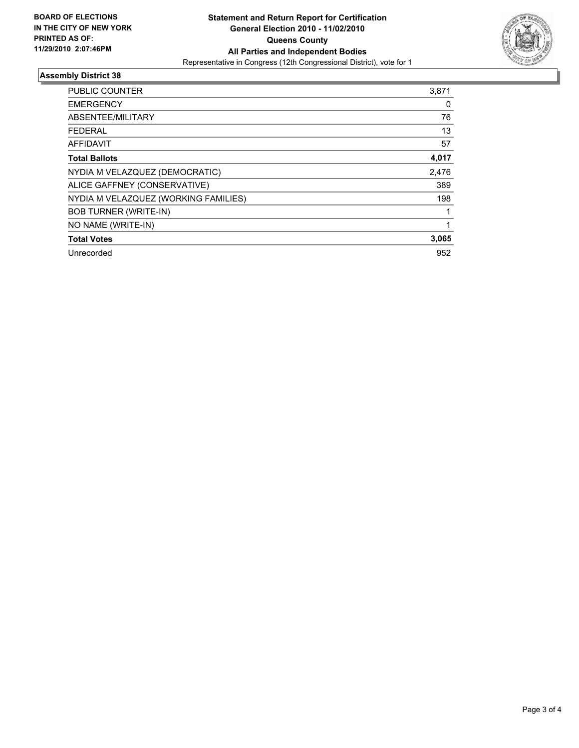**BOARD OF ELECTIONS IN THE CITY OF NEW YORK PRINTED AS OF: 11/29/2010 2:07:46PM**

**Statement and Return Report for Certification**
**General Election 2010 - 11/02/2010**
**Queens County**
**All Parties and Independent Bodies**
Representative in Congress (12th Congressional District), vote for 1

## Assembly District 38

| | |
|---|---|
| PUBLIC COUNTER | 3,871 |
| EMERGENCY | 0 |
| ABSENTEE/MILITARY | 76 |
| FEDERAL | 13 |
| AFFIDAVIT | 57 |
| **Total Ballots** | **4,017** |
| NYDIA M VELAZQUEZ (DEMOCRATIC) | 2,476 |
| ALICE GAFFNEY (CONSERVATIVE) | 389 |
| NYDIA M VELAZQUEZ (WORKING FAMILIES) | 198 |
| BOB TURNER (WRITE-IN) | 1 |
| NO NAME (WRITE-IN) | 1 |
| **Total Votes** | **3,065** |
| Unrecorded | 952 |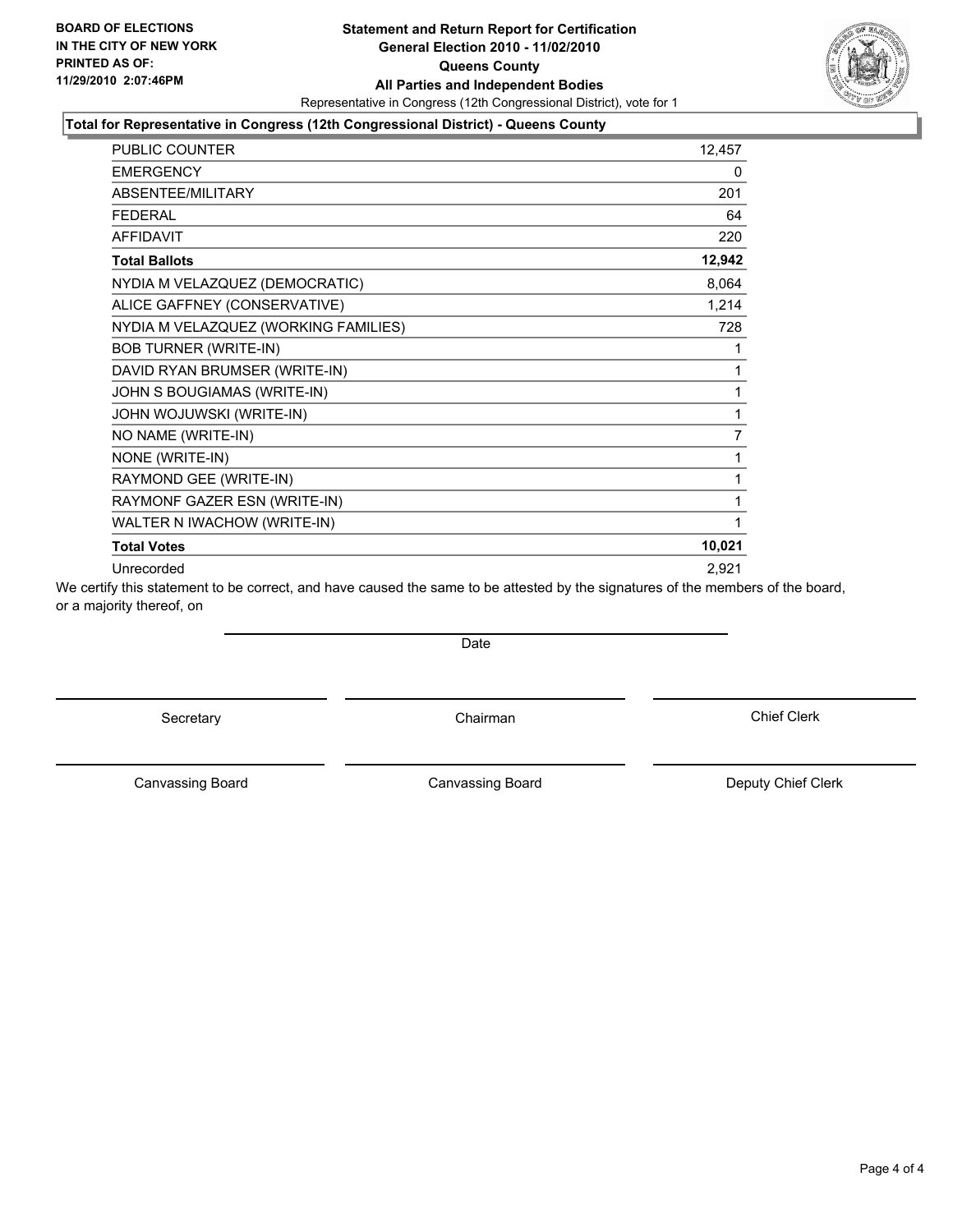**BOARD OF ELECTIONS IN THE CITY OF NEW YORK PRINTED AS OF: 11/29/2010 2:07:46PM**

**Statement and Return Report for Certification General Election 2010 - 11/02/2010 Queens County All Parties and Independent Bodies**

Representative in Congress (12th Congressional District), vote for 1

**Total for Representative in Congress (12th Congressional District) - Queens County**

| | |
|---|---|
| PUBLIC COUNTER | 12,457 |
| EMERGENCY | 0 |
| ABSENTEE/MILITARY | 201 |
| FEDERAL | 64 |
| AFFIDAVIT | 220 |
| **Total Ballots** | **12,942** |
| NYDIA M VELAZQUEZ (DEMOCRATIC) | 8,064 |
| ALICE GAFFNEY (CONSERVATIVE) | 1,214 |
| NYDIA M VELAZQUEZ (WORKING FAMILIES) | 728 |
| BOB TURNER (WRITE-IN) | 1 |
| DAVID RYAN BRUMSER (WRITE-IN) | 1 |
| JOHN S BOUGIAMAS (WRITE-IN) | 1 |
| JOHN WOJUWSKI (WRITE-IN) | 1 |
| NO NAME (WRITE-IN) | 7 |
| NONE (WRITE-IN) | 1 |
| RAYMOND GEE (WRITE-IN) | 1 |
| RAYMONF GAZER ESN (WRITE-IN) | 1 |
| WALTER N IWACHOW (WRITE-IN) | 1 |
| **Total Votes** | **10,021** |
| Unrecorded | 2,921 |

We certify this statement to be correct, and have caused the same to be attested by the signatures of the members of the board, or a majority thereof, on

Date

Secretary | Chairman | Chief Clerk

Canvassing Board | Canvassing Board | Deputy Chief Clerk